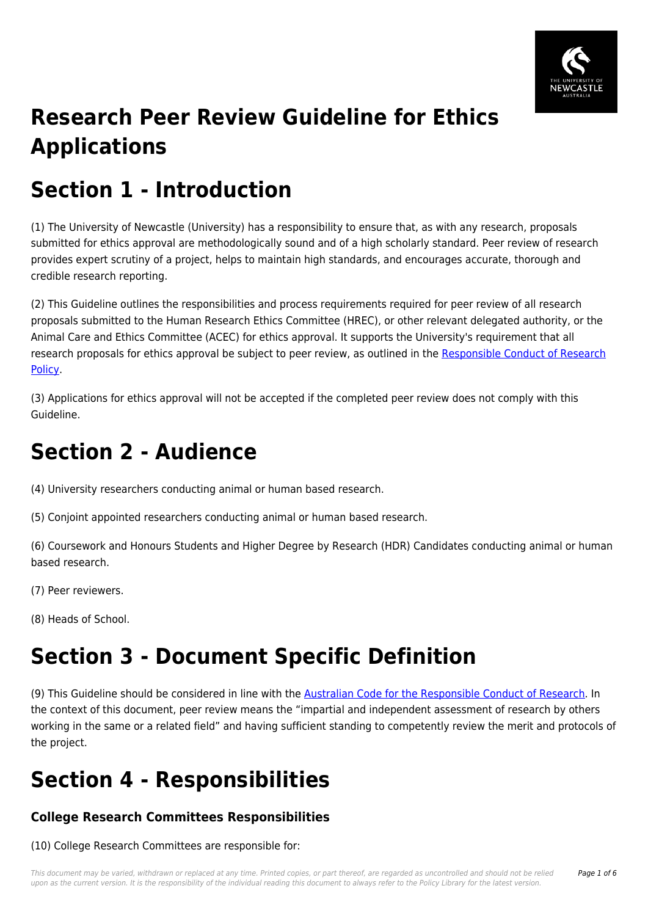# Research Peer Review Guideline for Ethics Applications

# Section 1 - Introduction

(1) The University of Newcastle (University) has a responsibility to ensure that, as with any research, proposals submitted for ethics approval are methodologically sound and of a high scholarly standard. Peer review of research provides expert scrutiny of a project, helps to maintain high standards, and encourages accurate, thorough and credible research reporting.

(2) This Guideline outlines the responsibilities and process requirements required for peer review of all research proposals submitted to the Human Research Ethics Committee (HREC), or other relevant delegated authority, or the Animal Care and Ethics Committee (ACEC) for ethics approval. It supports the University's requirement that all research proposals for ethics approval be subject to peer review, as outlined in the Responsible Conduct of Research Policy.

(3) Applications for ethics approval will not be accepted if the completed peer review does not comply with this Guideline.

# Section 2 - Audience

(4) University researchers conducting animal or human based research.

(5) Conjoint appointed researchers conducting animal or human based research.

(6) Coursework and Honours Students and Higher Degree by Research (HDR) Candidates conducting animal or human based research.

(7) Peer reviewers.

(8) Heads of School.

# Section 3 - Document Specific Definition

(9) This Guideline should be considered in line with the Australian Code for the Responsible Conduct of Research. In the context of this document, peer review means the "impartial and independent assessment of research by others working in the same or a related field" and having sufficient standing to competently review the merit and protocols of the project.

# Section 4 - Responsibilities

### College Research Committees Responsibilities

(10) College Research Committees are responsible for: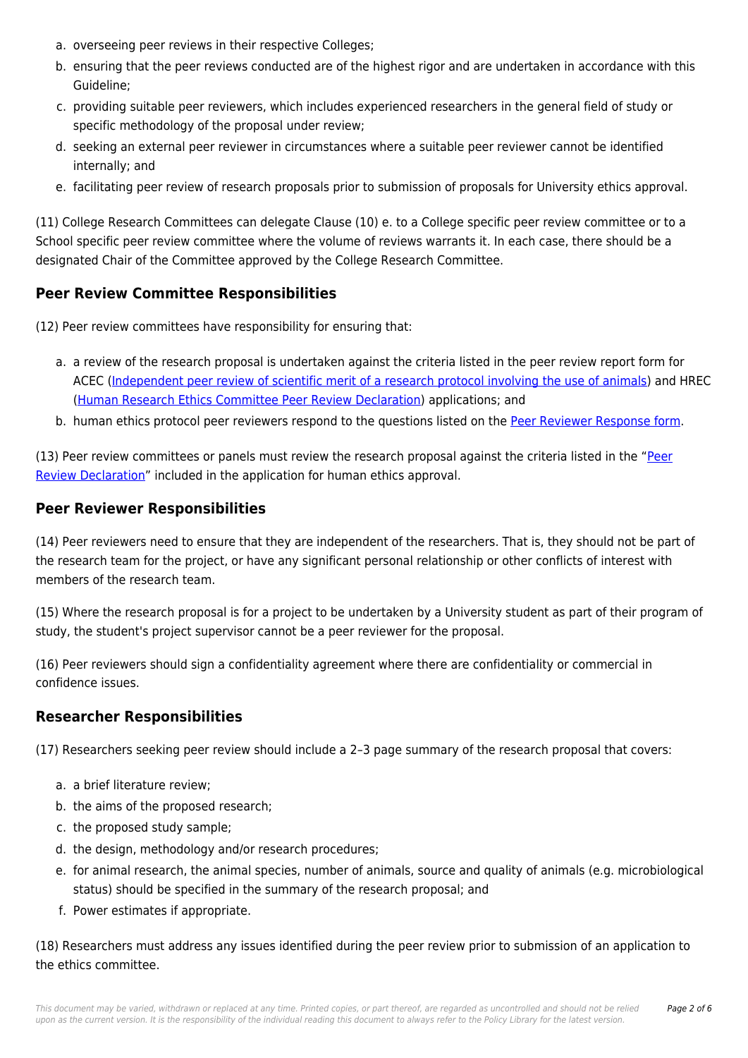a. overseeing peer reviews in their respective Colleges;
b. ensuring that the peer reviews conducted are of the highest rigor and are undertaken in accordance with this Guideline;
c. providing suitable peer reviewers, which includes experienced researchers in the general field of study or specific methodology of the proposal under review;
d. seeking an external peer reviewer in circumstances where a suitable peer reviewer cannot be identified internally; and
e. facilitating peer review of research proposals prior to submission of proposals for University ethics approval.

(11) College Research Committees can delegate Clause (10) e. to a College specific peer review committee or to a School specific peer review committee where the volume of reviews warrants it. In each case, there should be a designated Chair of the Committee approved by the College Research Committee.

## Peer Review Committee Responsibilities

(12) Peer review committees have responsibility for ensuring that:

a. a review of the research proposal is undertaken against the criteria listed in the peer review report form for ACEC (Independent peer review of scientific merit of a research protocol involving the use of animals) and HREC (Human Research Ethics Committee Peer Review Declaration) applications; and
b. human ethics protocol peer reviewers respond to the questions listed on the Peer Reviewer Response form.

(13) Peer review committees or panels must review the research proposal against the criteria listed in the "Peer Review Declaration" included in the application for human ethics approval.

## Peer Reviewer Responsibilities

(14) Peer reviewers need to ensure that they are independent of the researchers. That is, they should not be part of the research team for the project, or have any significant personal relationship or other conflicts of interest with members of the research team.

(15) Where the research proposal is for a project to be undertaken by a University student as part of their program of study, the student's project supervisor cannot be a peer reviewer for the proposal.

(16) Peer reviewers should sign a confidentiality agreement where there are confidentiality or commercial in confidence issues.

## Researcher Responsibilities

(17) Researchers seeking peer review should include a 2–3 page summary of the research proposal that covers:

a. a brief literature review;
b. the aims of the proposed research;
c. the proposed study sample;
d. the design, methodology and/or research procedures;
e. for animal research, the animal species, number of animals, source and quality of animals (e.g. microbiological status) should be specified in the summary of the research proposal; and
f. Power estimates if appropriate.

(18) Researchers must address any issues identified during the peer review prior to submission of an application to the ethics committee.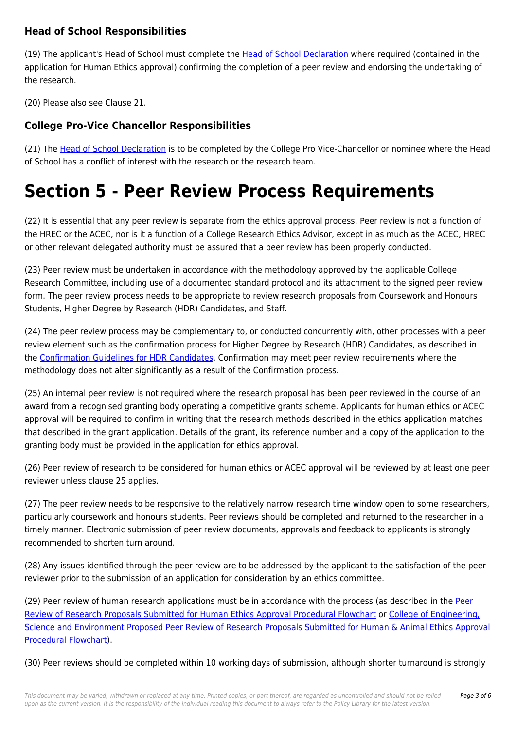### Head of School Responsibilities

(19) The applicant's Head of School must complete the Head of School Declaration where required (contained in the application for Human Ethics approval) confirming the completion of a peer review and endorsing the undertaking of the research.

(20) Please also see Clause 21.

### College Pro-Vice Chancellor Responsibilities

(21) The Head of School Declaration is to be completed by the College Pro Vice-Chancellor or nominee where the Head of School has a conflict of interest with the research or the research team.

# Section 5 - Peer Review Process Requirements

(22) It is essential that any peer review is separate from the ethics approval process. Peer review is not a function of the HREC or the ACEC, nor is it a function of a College Research Ethics Advisor, except in as much as the ACEC, HREC or other relevant delegated authority must be assured that a peer review has been properly conducted.

(23) Peer review must be undertaken in accordance with the methodology approved by the applicable College Research Committee, including use of a documented standard protocol and its attachment to the signed peer review form. The peer review process needs to be appropriate to review research proposals from Coursework and Honours Students, Higher Degree by Research (HDR) Candidates, and Staff.

(24) The peer review process may be complementary to, or conducted concurrently with, other processes with a peer review element such as the confirmation process for Higher Degree by Research (HDR) Candidates, as described in the Confirmation Guidelines for HDR Candidates. Confirmation may meet peer review requirements where the methodology does not alter significantly as a result of the Confirmation process.

(25) An internal peer review is not required where the research proposal has been peer reviewed in the course of an award from a recognised granting body operating a competitive grants scheme. Applicants for human ethics or ACEC approval will be required to confirm in writing that the research methods described in the ethics application matches that described in the grant application. Details of the grant, its reference number and a copy of the application to the granting body must be provided in the application for ethics approval.

(26) Peer review of research to be considered for human ethics or ACEC approval will be reviewed by at least one peer reviewer unless clause 25 applies.

(27) The peer review needs to be responsive to the relatively narrow research time window open to some researchers, particularly coursework and honours students. Peer reviews should be completed and returned to the researcher in a timely manner. Electronic submission of peer review documents, approvals and feedback to applicants is strongly recommended to shorten turn around.

(28) Any issues identified through the peer review are to be addressed by the applicant to the satisfaction of the peer reviewer prior to the submission of an application for consideration by an ethics committee.

(29) Peer review of human research applications must be in accordance with the process (as described in the Peer Review of Research Proposals Submitted for Human Ethics Approval Procedural Flowchart or College of Engineering, Science and Environment Proposed Peer Review of Research Proposals Submitted for Human & Animal Ethics Approval Procedural Flowchart).

(30) Peer reviews should be completed within 10 working days of submission, although shorter turnaround is strongly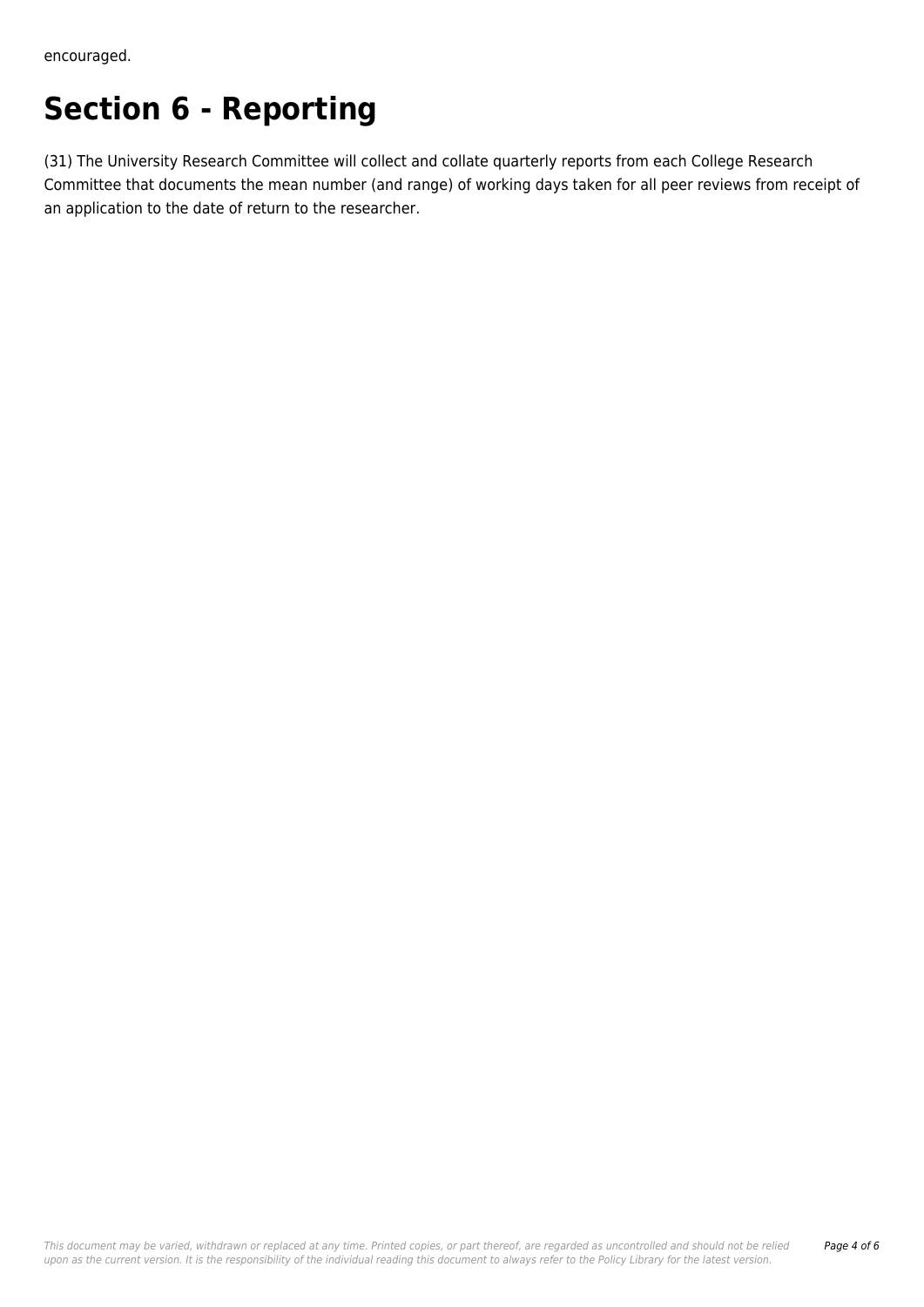encouraged.

# Section 6 - Reporting

(31) The University Research Committee will collect and collate quarterly reports from each College Research Committee that documents the mean number (and range) of working days taken for all peer reviews from receipt of an application to the date of return to the researcher.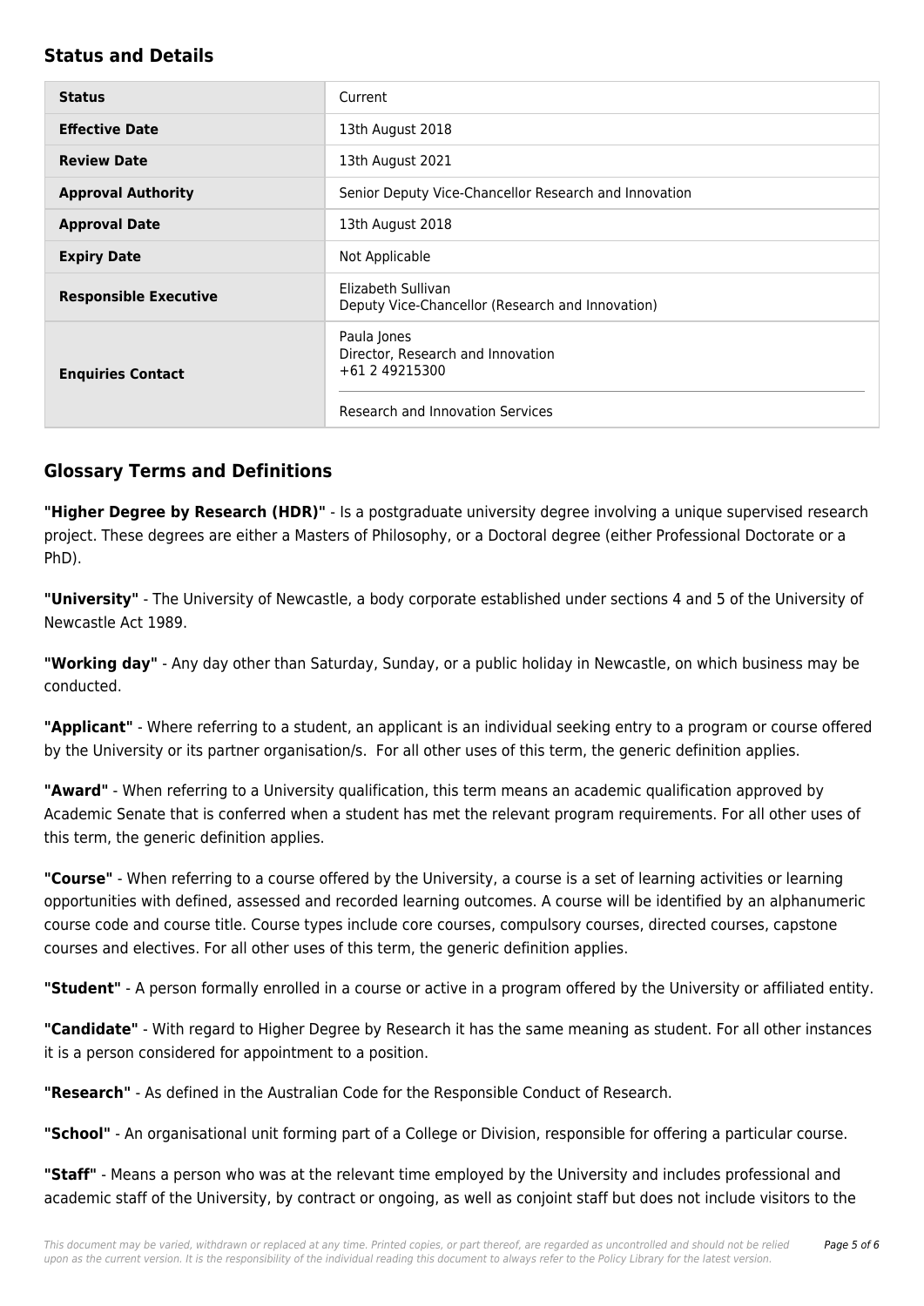## Status and Details

| Status | Current |
|---|---|
| **Effective Date** | 13th August 2018 |
| **Review Date** | 13th August 2021 |
| **Approval Authority** | Senior Deputy Vice-Chancellor Research and Innovation |
| **Approval Date** | 13th August 2018 |
| **Expiry Date** | Not Applicable |
| **Responsible Executive** | Elizabeth Sullivan<br>Deputy Vice-Chancellor (Research and Innovation) |
| **Enquiries Contact** | Paula Jones<br>Director, Research and Innovation<br>+61 2 49215300<br><br>Research and Innovation Services |

## Glossary Terms and Definitions

**"Higher Degree by Research (HDR)"** - Is a postgraduate university degree involving a unique supervised research project. These degrees are either a Masters of Philosophy, or a Doctoral degree (either Professional Doctorate or a PhD).

**"University"** - The University of Newcastle, a body corporate established under sections 4 and 5 of the University of Newcastle Act 1989.

**"Working day"** - Any day other than Saturday, Sunday, or a public holiday in Newcastle, on which business may be conducted.

**"Applicant"** - Where referring to a student, an applicant is an individual seeking entry to a program or course offered by the University or its partner organisation/s. For all other uses of this term, the generic definition applies.

**"Award"** - When referring to a University qualification, this term means an academic qualification approved by Academic Senate that is conferred when a student has met the relevant program requirements. For all other uses of this term, the generic definition applies.

**"Course"** - When referring to a course offered by the University, a course is a set of learning activities or learning opportunities with defined, assessed and recorded learning outcomes. A course will be identified by an alphanumeric course code and course title. Course types include core courses, compulsory courses, directed courses, capstone courses and electives. For all other uses of this term, the generic definition applies.

**"Student"** - A person formally enrolled in a course or active in a program offered by the University or affiliated entity.

**"Candidate"** - With regard to Higher Degree by Research it has the same meaning as student. For all other instances it is a person considered for appointment to a position.

**"Research"** - As defined in the Australian Code for the Responsible Conduct of Research.

**"School"** - An organisational unit forming part of a College or Division, responsible for offering a particular course.

**"Staff"** - Means a person who was at the relevant time employed by the University and includes professional and academic staff of the University, by contract or ongoing, as well as conjoint staff but does not include visitors to the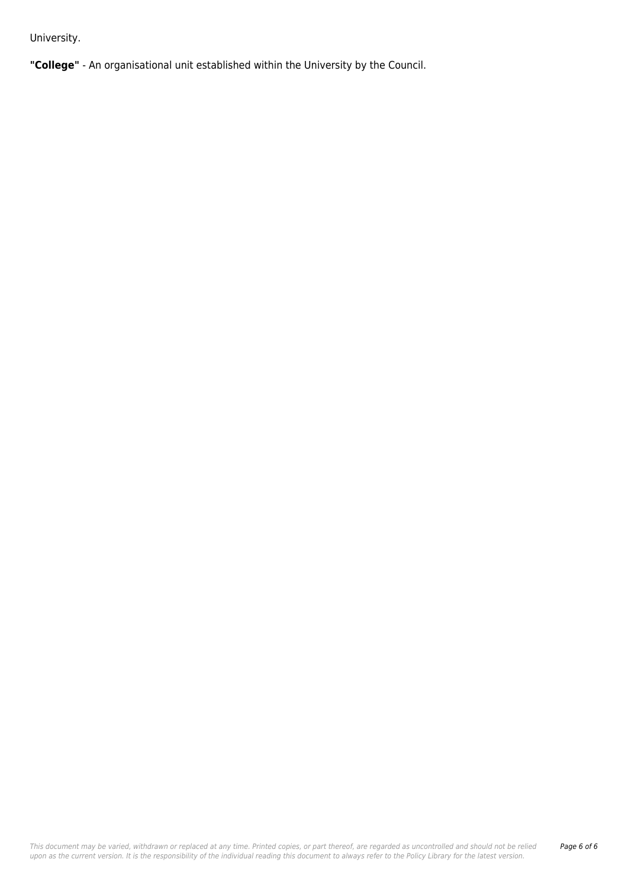University.

**"College"** - An organisational unit established within the University by the Council.